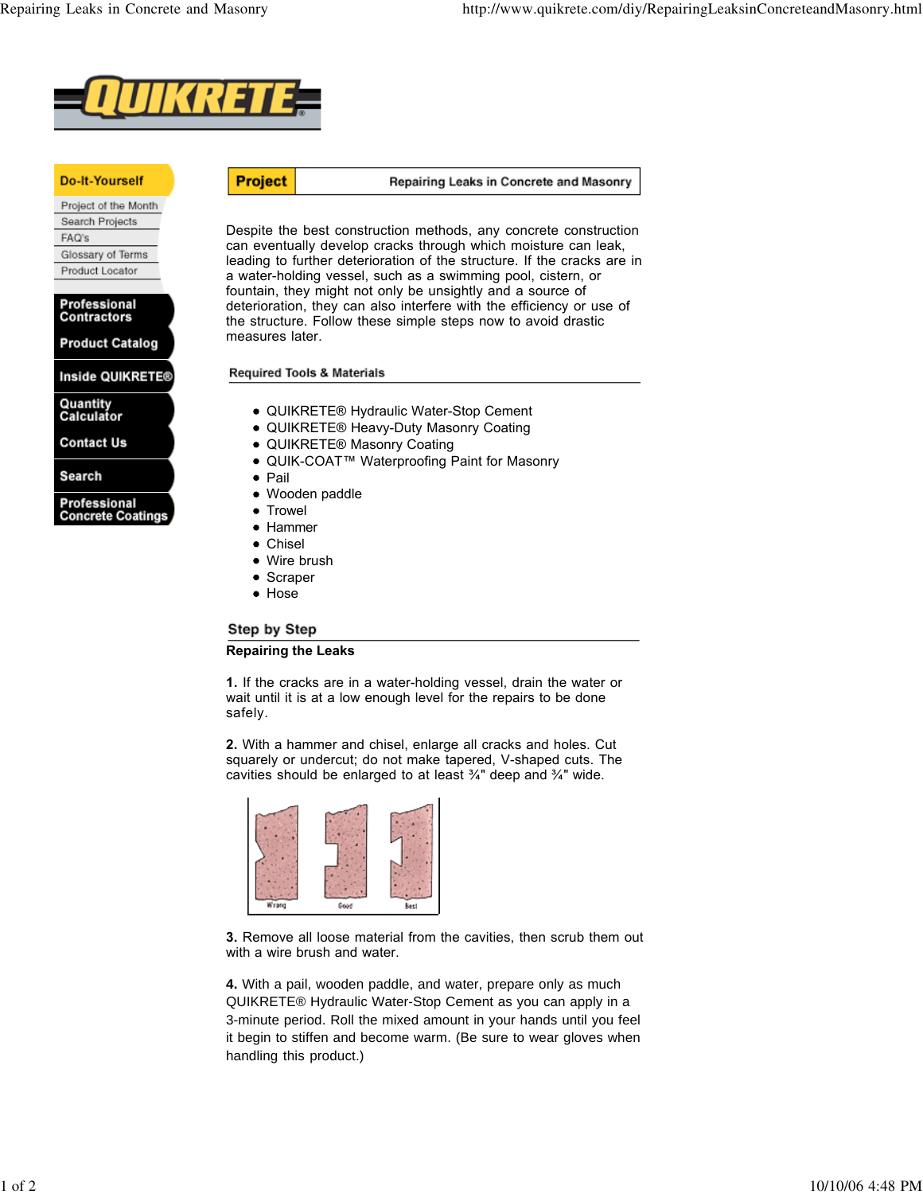Do-It-Yourself

- Project of the Month
- Search Projects
- FAQ's
- Glossary of Terms
- Product Locator

Professional Contractors

Product Catalog

Inside QUIKRETE®

Quantity Calculator

Contact Us

Search

Professional Concrete Coatings

## Project — Repairing Leaks in Concrete and Masonry

Despite the best construction methods, any concrete construction can eventually develop cracks through which moisture can leak, leading to further deterioration of the structure. If the cracks are in a water-holding vessel, such as a swimming pool, cistern, or fountain, they might not only be unsightly and a source of deterioration, they can also interfere with the efficiency or use of the structure. Follow these simple steps now to avoid drastic measures later.

### Required Tools & Materials

- QUIKRETE® Hydraulic Water-Stop Cement
- QUIKRETE® Heavy-Duty Masonry Coating
- QUIKRETE® Masonry Coating
- QUIK-COAT™ Waterproofing Paint for Masonry
- Pail
- Wooden paddle
- Trowel
- Hammer
- Chisel
- Wire brush
- Scraper
- Hose

### Step by Step

**Repairing the Leaks**

**1.** If the cracks are in a water-holding vessel, drain the water or wait until it is at a low enough level for the repairs to be done safely.

**2.** With a hammer and chisel, enlarge all cracks and holes. Cut squarely or undercut; do not make tapered, V-shaped cuts. The cavities should be enlarged to at least ¾" deep and ¾" wide.

Wrong Good Best

**3.** Remove all loose material from the cavities, then scrub them out with a wire brush and water.

**4.** With a pail, wooden paddle, and water, prepare only as much QUIKRETE® Hydraulic Water-Stop Cement as you can apply in a 3-minute period. Roll the mixed amount in your hands until you feel it begin to stiffen and become warm. (Be sure to wear gloves when handling this product.)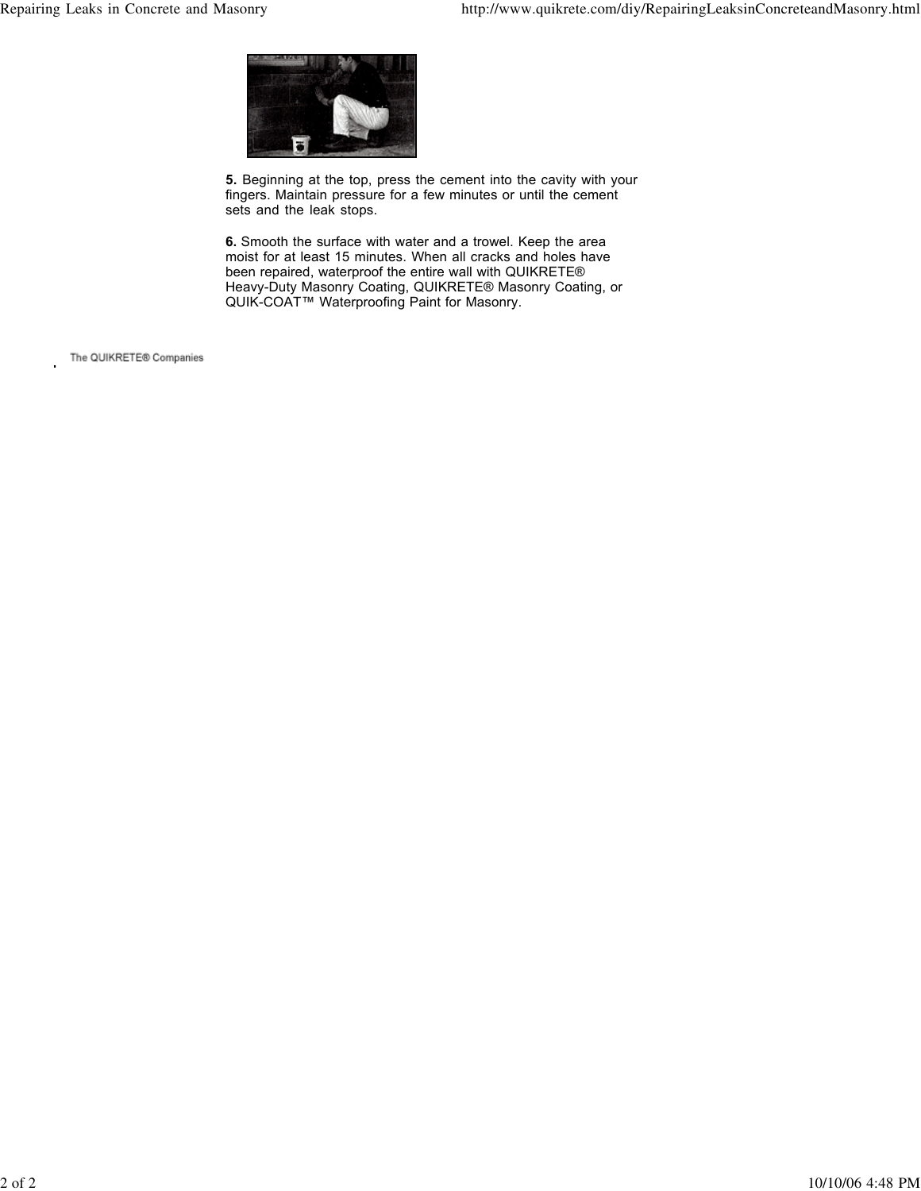**5.** Beginning at the top, press the cement into the cavity with your fingers. Maintain pressure for a few minutes or until the cement sets and the leak stops.

**6.** Smooth the surface with water and a trowel. Keep the area moist for at least 15 minutes. When all cracks and holes have been repaired, waterproof the entire wall with QUIKRETE® Heavy-Duty Masonry Coating, QUIKRETE® Masonry Coating, or QUIK-COAT™ Waterproofing Paint for Masonry.

The QUIKRETE® Companies